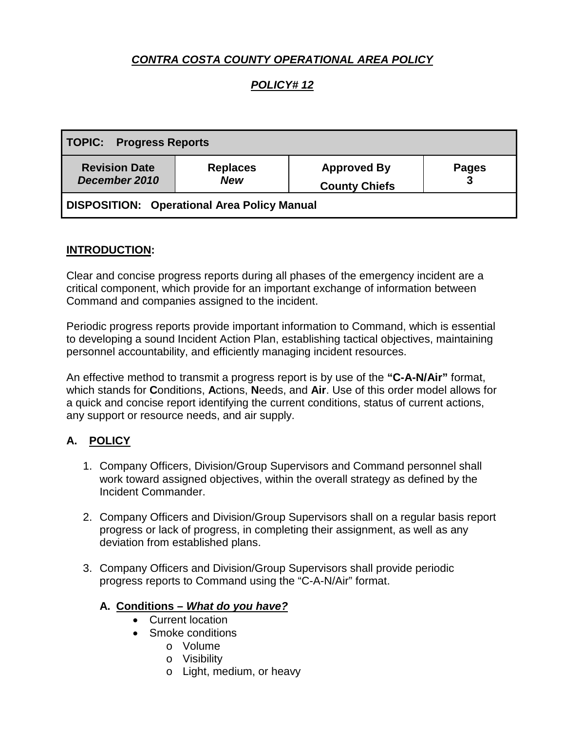***CONTRA COSTA COUNTY OPERATIONAL AREA POLICY***

***POLICY# 12***

| **TOPIC: Progress Reports** | | | |
|---|---|---|---|
| **Revision Date** ***December 2010*** | **Replaces** ***New*** | **Approved By** **County Chiefs** | **Pages** **3** |
| **DISPOSITION: Operational Area Policy Manual** | | | |

## INTRODUCTION:

Clear and concise progress reports during all phases of the emergency incident are a critical component, which provide for an important exchange of information between Command and companies assigned to the incident.

Periodic progress reports provide important information to Command, which is essential to developing a sound Incident Action Plan, establishing tactical objectives, maintaining personnel accountability, and efficiently managing incident resources.

An effective method to transmit a progress report is by use of the **"C-A-N/Air"** format, which stands for **C**onditions, **A**ctions, **N**eeds, and **Air**. Use of this order model allows for a quick and concise report identifying the current conditions, status of current actions, any support or resource needs, and air supply.

## A. POLICY

1. Company Officers, Division/Group Supervisors and Command personnel shall work toward assigned objectives, within the overall strategy as defined by the Incident Commander.

2. Company Officers and Division/Group Supervisors shall on a regular basis report progress or lack of progress, in completing their assignment, as well as any deviation from established plans.

3. Company Officers and Division/Group Supervisors shall provide periodic progress reports to Command using the "C-A-N/Air" format.

   **A. Conditions – *What do you have?***
   - Current location
   - Smoke conditions
     - Volume
     - Visibility
     - Light, medium, or heavy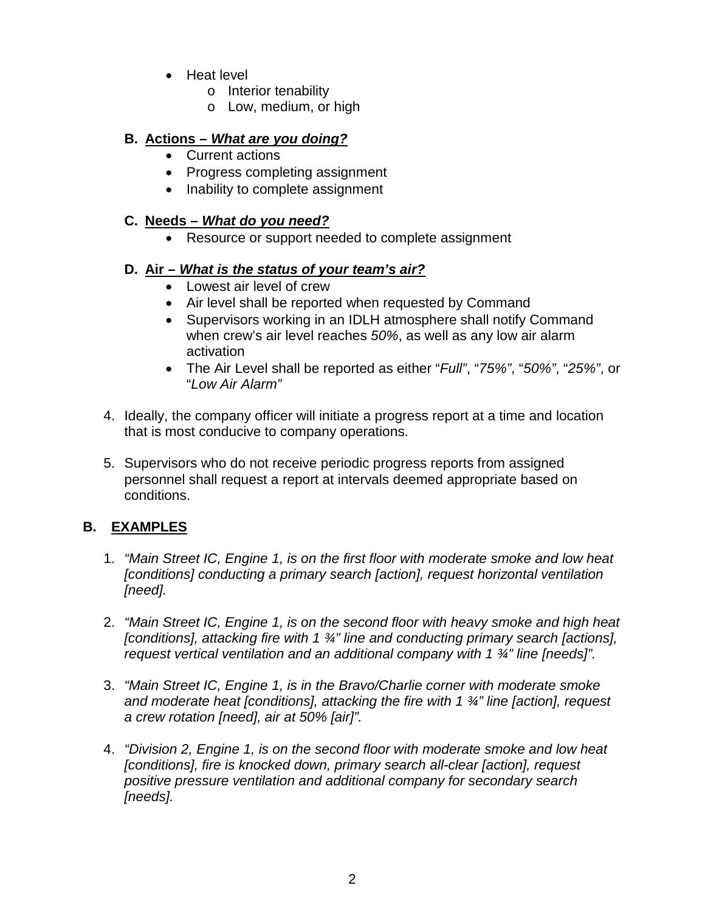- Heat level
  - Interior tenability
  - Low, medium, or high

**B. <u>Actions – *What are you doing?*</u>**

- Current actions
- Progress completing assignment
- Inability to complete assignment

**C. <u>Needs – *What do you need?*</u>**

- Resource or support needed to complete assignment

**D. <u>Air – *What is the status of your team's air?*</u>**

- Lowest air level of crew
- Air level shall be reported when requested by Command
- Supervisors working in an IDLH atmosphere shall notify Command when crew's air level reaches *50%*, as well as any low air alarm activation
- The Air Level shall be reported as either "*Full*", "*75%*", "*50%*", "*25%*", or "*Low Air Alarm*"

4. Ideally, the company officer will initiate a progress report at a time and location that is most conducive to company operations.

5. Supervisors who do not receive periodic progress reports from assigned personnel shall request a report at intervals deemed appropriate based on conditions.

## B. <u>EXAMPLES</u>

1. *"Main Street IC, Engine 1, is on the first floor with moderate smoke and low heat [conditions] conducting a primary search [action], request horizontal ventilation [need].*

2. *"Main Street IC, Engine 1, is on the second floor with heavy smoke and high heat [conditions], attacking fire with 1 ¾" line and conducting primary search [actions], request vertical ventilation and an additional company with 1 ¾" line [needs]".*

3. *"Main Street IC, Engine 1, is in the Bravo/Charlie corner with moderate smoke and moderate heat [conditions], attacking the fire with 1 ¾" line [action], request a crew rotation [need], air at 50% [air]".*

4. *"Division 2, Engine 1, is on the second floor with moderate smoke and low heat [conditions], fire is knocked down, primary search all-clear [action], request positive pressure ventilation and additional company for secondary search [needs].*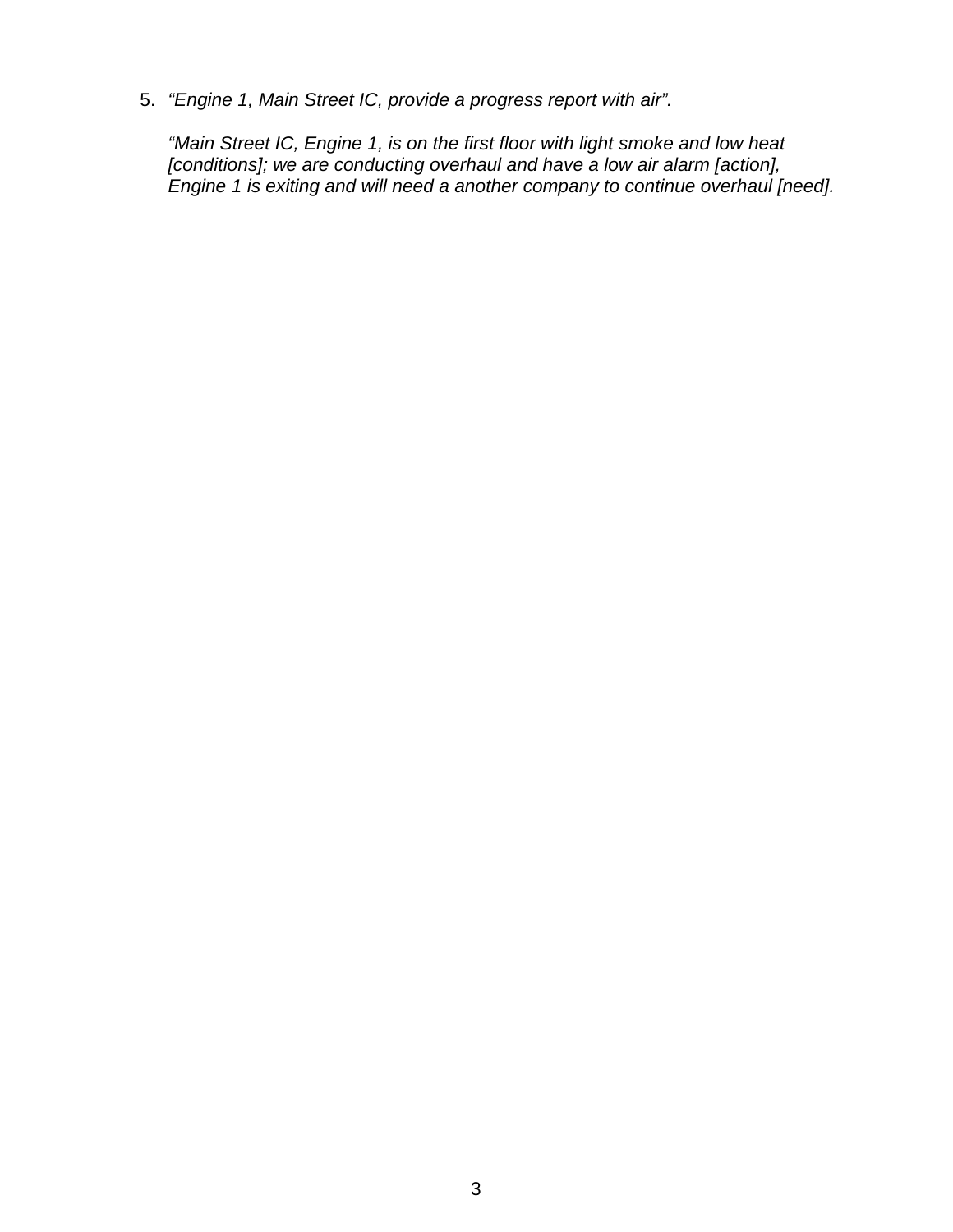5. *"Engine 1, Main Street IC, provide a progress report with air".*

   *"Main Street IC, Engine 1, is on the first floor with light smoke and low heat [conditions]; we are conducting overhaul and have a low air alarm [action], Engine 1 is exiting and will need a another company to continue overhaul [need].*